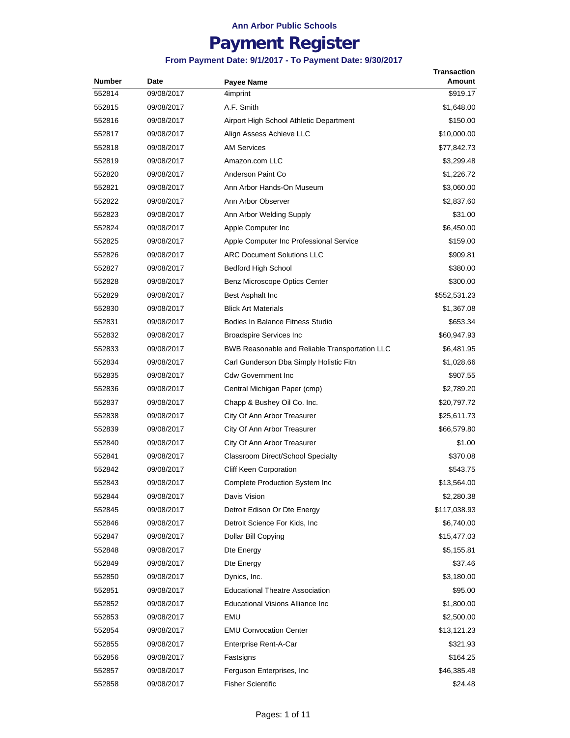# Ann Arbor Public Schools

# Payment Register

### From Payment Date: 9/1/2017 - To Payment Date: 9/30/2017

| Number | Date | Payee Name | Transaction Amount |
|---|---|---|---|
| 552814 | 09/08/2017 | 4imprint | $919.17 |
| 552815 | 09/08/2017 | A.F. Smith | $1,648.00 |
| 552816 | 09/08/2017 | Airport High School Athletic Department | $150.00 |
| 552817 | 09/08/2017 | Align Assess Achieve LLC | $10,000.00 |
| 552818 | 09/08/2017 | AM Services | $77,842.73 |
| 552819 | 09/08/2017 | Amazon.com LLC | $3,299.48 |
| 552820 | 09/08/2017 | Anderson Paint Co | $1,226.72 |
| 552821 | 09/08/2017 | Ann Arbor Hands-On Museum | $3,060.00 |
| 552822 | 09/08/2017 | Ann Arbor Observer | $2,837.60 |
| 552823 | 09/08/2017 | Ann Arbor Welding Supply | $31.00 |
| 552824 | 09/08/2017 | Apple Computer Inc | $6,450.00 |
| 552825 | 09/08/2017 | Apple Computer Inc Professional Service | $159.00 |
| 552826 | 09/08/2017 | ARC Document Solutions LLC | $909.81 |
| 552827 | 09/08/2017 | Bedford High School | $380.00 |
| 552828 | 09/08/2017 | Benz Microscope Optics Center | $300.00 |
| 552829 | 09/08/2017 | Best Asphalt Inc | $552,531.23 |
| 552830 | 09/08/2017 | Blick Art Materials | $1,367.08 |
| 552831 | 09/08/2017 | Bodies In Balance Fitness Studio | $653.34 |
| 552832 | 09/08/2017 | Broadspire Services Inc | $60,947.93 |
| 552833 | 09/08/2017 | BWB Reasonable and Reliable Transportation LLC | $6,481.95 |
| 552834 | 09/08/2017 | Carl Gunderson Dba Simply Holistic Fitn | $1,028.66 |
| 552835 | 09/08/2017 | Cdw Government Inc | $907.55 |
| 552836 | 09/08/2017 | Central Michigan Paper (cmp) | $2,789.20 |
| 552837 | 09/08/2017 | Chapp & Bushey Oil Co. Inc. | $20,797.72 |
| 552838 | 09/08/2017 | City Of Ann Arbor Treasurer | $25,611.73 |
| 552839 | 09/08/2017 | City Of Ann Arbor Treasurer | $66,579.80 |
| 552840 | 09/08/2017 | City Of Ann Arbor Treasurer | $1.00 |
| 552841 | 09/08/2017 | Classroom Direct/School Specialty | $370.08 |
| 552842 | 09/08/2017 | Cliff Keen Corporation | $543.75 |
| 552843 | 09/08/2017 | Complete Production System Inc | $13,564.00 |
| 552844 | 09/08/2017 | Davis Vision | $2,280.38 |
| 552845 | 09/08/2017 | Detroit Edison Or Dte Energy | $117,038.93 |
| 552846 | 09/08/2017 | Detroit Science For Kids, Inc | $6,740.00 |
| 552847 | 09/08/2017 | Dollar Bill Copying | $15,477.03 |
| 552848 | 09/08/2017 | Dte Energy | $5,155.81 |
| 552849 | 09/08/2017 | Dte Energy | $37.46 |
| 552850 | 09/08/2017 | Dynics, Inc. | $3,180.00 |
| 552851 | 09/08/2017 | Educational Theatre Association | $95.00 |
| 552852 | 09/08/2017 | Educational Visions Alliance Inc | $1,800.00 |
| 552853 | 09/08/2017 | EMU | $2,500.00 |
| 552854 | 09/08/2017 | EMU Convocation Center | $13,121.23 |
| 552855 | 09/08/2017 | Enterprise Rent-A-Car | $321.93 |
| 552856 | 09/08/2017 | Fastsigns | $164.25 |
| 552857 | 09/08/2017 | Ferguson Enterprises, Inc | $46,385.48 |
| 552858 | 09/08/2017 | Fisher Scientific | $24.48 |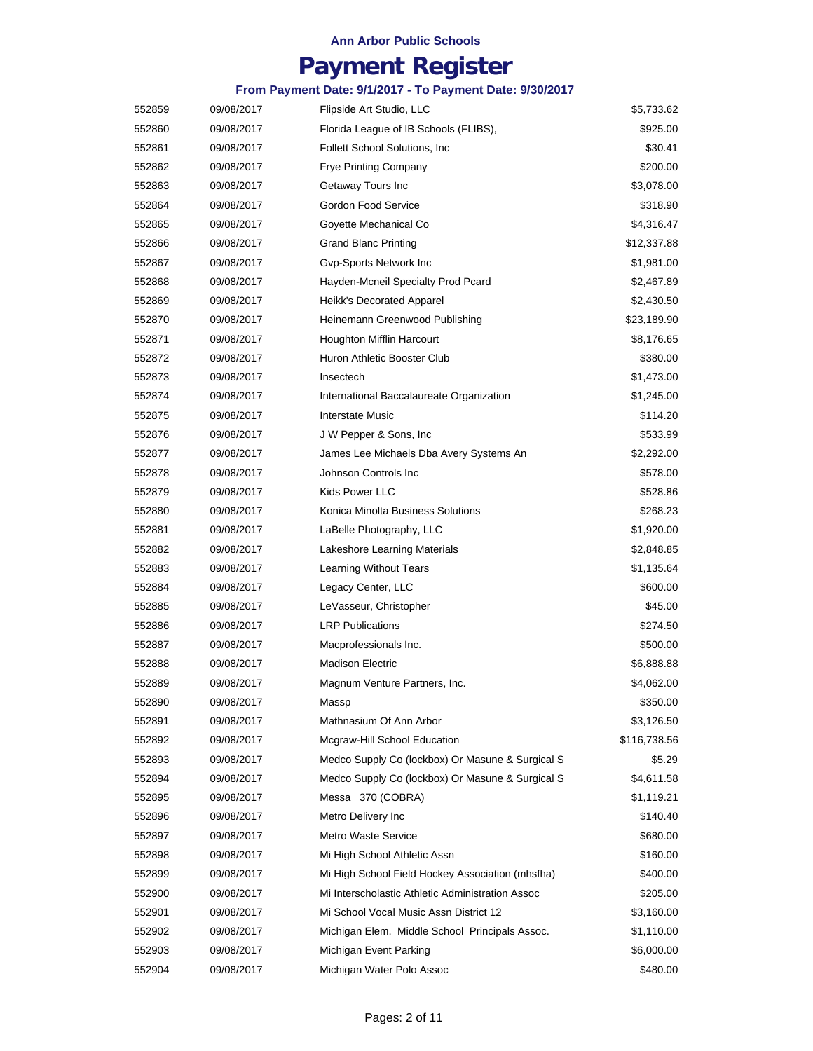# Ann Arbor Public Schools

# Payment Register

### From Payment Date: 9/1/2017 - To Payment Date: 9/30/2017

| | | | |
|---|---|---|---|
| 552859 | 09/08/2017 | Flipside Art Studio, LLC | $5,733.62 |
| 552860 | 09/08/2017 | Florida League of IB Schools (FLIBS), | $925.00 |
| 552861 | 09/08/2017 | Follett School Solutions, Inc | $30.41 |
| 552862 | 09/08/2017 | Frye Printing Company | $200.00 |
| 552863 | 09/08/2017 | Getaway Tours Inc | $3,078.00 |
| 552864 | 09/08/2017 | Gordon Food Service | $318.90 |
| 552865 | 09/08/2017 | Goyette Mechanical Co | $4,316.47 |
| 552866 | 09/08/2017 | Grand Blanc Printing | $12,337.88 |
| 552867 | 09/08/2017 | Gvp-Sports Network Inc | $1,981.00 |
| 552868 | 09/08/2017 | Hayden-Mcneil Specialty Prod Pcard | $2,467.89 |
| 552869 | 09/08/2017 | Heikk's Decorated Apparel | $2,430.50 |
| 552870 | 09/08/2017 | Heinemann Greenwood Publishing | $23,189.90 |
| 552871 | 09/08/2017 | Houghton Mifflin Harcourt | $8,176.65 |
| 552872 | 09/08/2017 | Huron Athletic Booster Club | $380.00 |
| 552873 | 09/08/2017 | Insectech | $1,473.00 |
| 552874 | 09/08/2017 | International Baccalaureate Organization | $1,245.00 |
| 552875 | 09/08/2017 | Interstate Music | $114.20 |
| 552876 | 09/08/2017 | J W Pepper & Sons, Inc | $533.99 |
| 552877 | 09/08/2017 | James Lee Michaels Dba Avery Systems An | $2,292.00 |
| 552878 | 09/08/2017 | Johnson Controls Inc | $578.00 |
| 552879 | 09/08/2017 | Kids Power LLC | $528.86 |
| 552880 | 09/08/2017 | Konica Minolta Business Solutions | $268.23 |
| 552881 | 09/08/2017 | LaBelle Photography, LLC | $1,920.00 |
| 552882 | 09/08/2017 | Lakeshore Learning Materials | $2,848.85 |
| 552883 | 09/08/2017 | Learning Without Tears | $1,135.64 |
| 552884 | 09/08/2017 | Legacy Center, LLC | $600.00 |
| 552885 | 09/08/2017 | LeVasseur, Christopher | $45.00 |
| 552886 | 09/08/2017 | LRP Publications | $274.50 |
| 552887 | 09/08/2017 | Macprofessionals Inc. | $500.00 |
| 552888 | 09/08/2017 | Madison Electric | $6,888.88 |
| 552889 | 09/08/2017 | Magnum Venture Partners, Inc. | $4,062.00 |
| 552890 | 09/08/2017 | Massp | $350.00 |
| 552891 | 09/08/2017 | Mathnasium Of Ann Arbor | $3,126.50 |
| 552892 | 09/08/2017 | Mcgraw-Hill School Education | $116,738.56 |
| 552893 | 09/08/2017 | Medco Supply Co (lockbox) Or Masune & Surgical S | $5.29 |
| 552894 | 09/08/2017 | Medco Supply Co (lockbox) Or Masune & Surgical S | $4,611.58 |
| 552895 | 09/08/2017 | Messa 370 (COBRA) | $1,119.21 |
| 552896 | 09/08/2017 | Metro Delivery Inc | $140.40 |
| 552897 | 09/08/2017 | Metro Waste Service | $680.00 |
| 552898 | 09/08/2017 | Mi High School Athletic Assn | $160.00 |
| 552899 | 09/08/2017 | Mi High School Field Hockey Association (mhsfha) | $400.00 |
| 552900 | 09/08/2017 | Mi Interscholastic Athletic Administration Assoc | $205.00 |
| 552901 | 09/08/2017 | Mi School Vocal Music Assn District 12 | $3,160.00 |
| 552902 | 09/08/2017 | Michigan Elem. Middle School Principals Assoc. | $1,110.00 |
| 552903 | 09/08/2017 | Michigan Event Parking | $6,000.00 |
| 552904 | 09/08/2017 | Michigan Water Polo Assoc | $480.00 |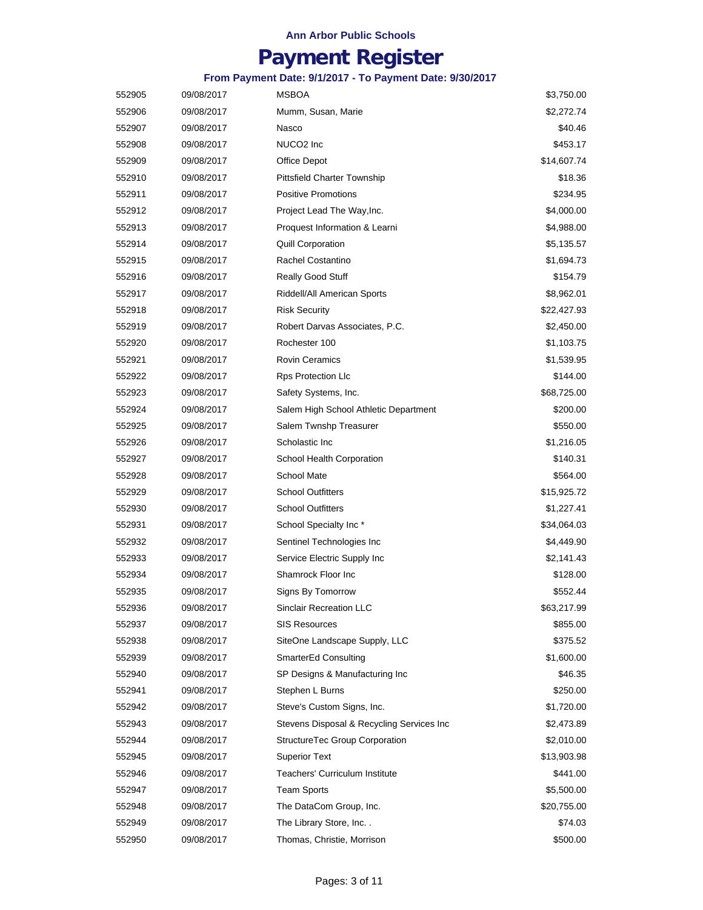Ann Arbor Public Schools

# Payment Register

### From Payment Date: 9/1/2017 - To Payment Date: 9/30/2017

| | | | |
|---|---|---|---|
| 552905 | 09/08/2017 | MSBOA | $3,750.00 |
| 552906 | 09/08/2017 | Mumm, Susan, Marie | $2,272.74 |
| 552907 | 09/08/2017 | Nasco | $40.46 |
| 552908 | 09/08/2017 | NUCO2 Inc | $453.17 |
| 552909 | 09/08/2017 | Office Depot | $14,607.74 |
| 552910 | 09/08/2017 | Pittsfield Charter Township | $18.36 |
| 552911 | 09/08/2017 | Positive Promotions | $234.95 |
| 552912 | 09/08/2017 | Project Lead The Way,Inc. | $4,000.00 |
| 552913 | 09/08/2017 | Proquest Information & Learni | $4,988.00 |
| 552914 | 09/08/2017 | Quill Corporation | $5,135.57 |
| 552915 | 09/08/2017 | Rachel Costantino | $1,694.73 |
| 552916 | 09/08/2017 | Really Good Stuff | $154.79 |
| 552917 | 09/08/2017 | Riddell/All American Sports | $8,962.01 |
| 552918 | 09/08/2017 | Risk Security | $22,427.93 |
| 552919 | 09/08/2017 | Robert Darvas Associates, P.C. | $2,450.00 |
| 552920 | 09/08/2017 | Rochester 100 | $1,103.75 |
| 552921 | 09/08/2017 | Rovin Ceramics | $1,539.95 |
| 552922 | 09/08/2017 | Rps Protection Llc | $144.00 |
| 552923 | 09/08/2017 | Safety Systems, Inc. | $68,725.00 |
| 552924 | 09/08/2017 | Salem High School Athletic Department | $200.00 |
| 552925 | 09/08/2017 | Salem Twnshp Treasurer | $550.00 |
| 552926 | 09/08/2017 | Scholastic Inc | $1,216.05 |
| 552927 | 09/08/2017 | School Health Corporation | $140.31 |
| 552928 | 09/08/2017 | School Mate | $564.00 |
| 552929 | 09/08/2017 | School Outfitters | $15,925.72 |
| 552930 | 09/08/2017 | School Outfitters | $1,227.41 |
| 552931 | 09/08/2017 | School Specialty Inc * | $34,064.03 |
| 552932 | 09/08/2017 | Sentinel Technologies Inc | $4,449.90 |
| 552933 | 09/08/2017 | Service Electric Supply Inc | $2,141.43 |
| 552934 | 09/08/2017 | Shamrock Floor Inc | $128.00 |
| 552935 | 09/08/2017 | Signs By Tomorrow | $552.44 |
| 552936 | 09/08/2017 | Sinclair Recreation LLC | $63,217.99 |
| 552937 | 09/08/2017 | SIS Resources | $855.00 |
| 552938 | 09/08/2017 | SiteOne Landscape Supply, LLC | $375.52 |
| 552939 | 09/08/2017 | SmarterEd Consulting | $1,600.00 |
| 552940 | 09/08/2017 | SP Designs & Manufacturing Inc | $46.35 |
| 552941 | 09/08/2017 | Stephen L Burns | $250.00 |
| 552942 | 09/08/2017 | Steve's Custom Signs, Inc. | $1,720.00 |
| 552943 | 09/08/2017 | Stevens Disposal & Recycling Services Inc | $2,473.89 |
| 552944 | 09/08/2017 | StructureTec Group Corporation | $2,010.00 |
| 552945 | 09/08/2017 | Superior Text | $13,903.98 |
| 552946 | 09/08/2017 | Teachers' Curriculum Institute | $441.00 |
| 552947 | 09/08/2017 | Team Sports | $5,500.00 |
| 552948 | 09/08/2017 | The DataCom Group, Inc. | $20,755.00 |
| 552949 | 09/08/2017 | The Library Store, Inc. . | $74.03 |
| 552950 | 09/08/2017 | Thomas, Christie, Morrison | $500.00 |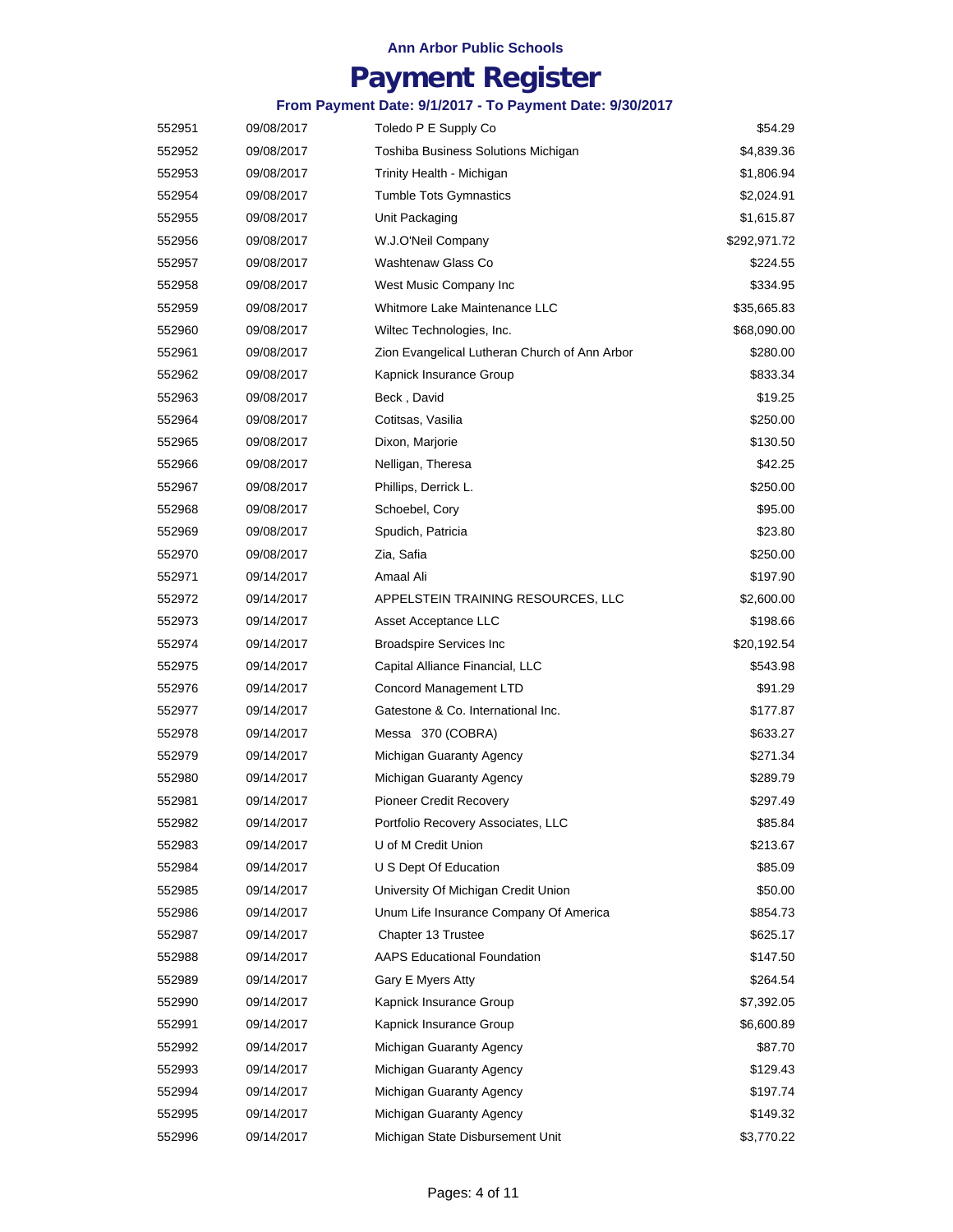**Ann Arbor Public Schools**

# Payment Register

**From Payment Date: 9/1/2017 - To Payment Date: 9/30/2017**

| | | | |
|---|---|---|---|
| 552951 | 09/08/2017 | Toledo P E Supply Co | $54.29 |
| 552952 | 09/08/2017 | Toshiba Business Solutions Michigan | $4,839.36 |
| 552953 | 09/08/2017 | Trinity Health - Michigan | $1,806.94 |
| 552954 | 09/08/2017 | Tumble Tots Gymnastics | $2,024.91 |
| 552955 | 09/08/2017 | Unit Packaging | $1,615.87 |
| 552956 | 09/08/2017 | W.J.O'Neil Company | $292,971.72 |
| 552957 | 09/08/2017 | Washtenaw Glass Co | $224.55 |
| 552958 | 09/08/2017 | West Music Company Inc | $334.95 |
| 552959 | 09/08/2017 | Whitmore Lake Maintenance LLC | $35,665.83 |
| 552960 | 09/08/2017 | Wiltec Technologies, Inc. | $68,090.00 |
| 552961 | 09/08/2017 | Zion Evangelical Lutheran Church of Ann Arbor | $280.00 |
| 552962 | 09/08/2017 | Kapnick Insurance Group | $833.34 |
| 552963 | 09/08/2017 | Beck , David | $19.25 |
| 552964 | 09/08/2017 | Cotitsas, Vasilia | $250.00 |
| 552965 | 09/08/2017 | Dixon, Marjorie | $130.50 |
| 552966 | 09/08/2017 | Nelligan, Theresa | $42.25 |
| 552967 | 09/08/2017 | Phillips, Derrick L. | $250.00 |
| 552968 | 09/08/2017 | Schoebel, Cory | $95.00 |
| 552969 | 09/08/2017 | Spudich, Patricia | $23.80 |
| 552970 | 09/08/2017 | Zia, Safia | $250.00 |
| 552971 | 09/14/2017 | Amaal Ali | $197.90 |
| 552972 | 09/14/2017 | APPELSTEIN TRAINING RESOURCES, LLC | $2,600.00 |
| 552973 | 09/14/2017 | Asset Acceptance LLC | $198.66 |
| 552974 | 09/14/2017 | Broadspire Services Inc | $20,192.54 |
| 552975 | 09/14/2017 | Capital Alliance Financial, LLC | $543.98 |
| 552976 | 09/14/2017 | Concord Management LTD | $91.29 |
| 552977 | 09/14/2017 | Gatestone & Co. International Inc. | $177.87 |
| 552978 | 09/14/2017 | Messa 370 (COBRA) | $633.27 |
| 552979 | 09/14/2017 | Michigan Guaranty Agency | $271.34 |
| 552980 | 09/14/2017 | Michigan Guaranty Agency | $289.79 |
| 552981 | 09/14/2017 | Pioneer Credit Recovery | $297.49 |
| 552982 | 09/14/2017 | Portfolio Recovery Associates, LLC | $85.84 |
| 552983 | 09/14/2017 | U of M Credit Union | $213.67 |
| 552984 | 09/14/2017 | U S Dept Of Education | $85.09 |
| 552985 | 09/14/2017 | University Of Michigan Credit Union | $50.00 |
| 552986 | 09/14/2017 | Unum Life Insurance Company Of America | $854.73 |
| 552987 | 09/14/2017 | Chapter 13 Trustee | $625.17 |
| 552988 | 09/14/2017 | AAPS Educational Foundation | $147.50 |
| 552989 | 09/14/2017 | Gary E Myers Atty | $264.54 |
| 552990 | 09/14/2017 | Kapnick Insurance Group | $7,392.05 |
| 552991 | 09/14/2017 | Kapnick Insurance Group | $6,600.89 |
| 552992 | 09/14/2017 | Michigan Guaranty Agency | $87.70 |
| 552993 | 09/14/2017 | Michigan Guaranty Agency | $129.43 |
| 552994 | 09/14/2017 | Michigan Guaranty Agency | $197.74 |
| 552995 | 09/14/2017 | Michigan Guaranty Agency | $149.32 |
| 552996 | 09/14/2017 | Michigan State Disbursement Unit | $3,770.22 |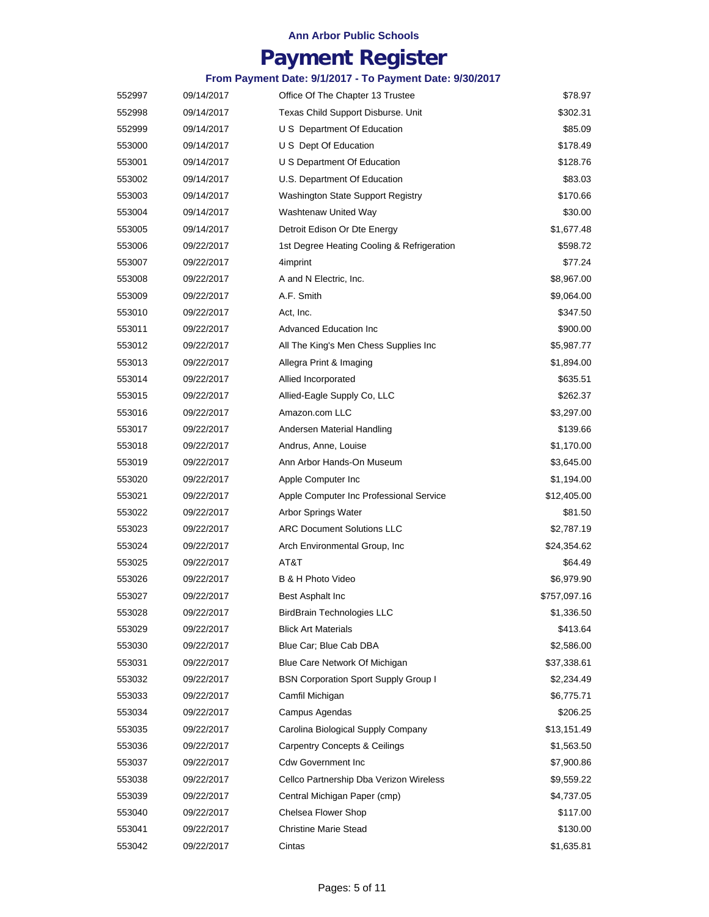Ann Arbor Public Schools

# Payment Register

### From Payment Date: 9/1/2017 - To Payment Date: 9/30/2017

| | | | |
|---|---|---|---|
| 552997 | 09/14/2017 | Office Of The Chapter 13 Trustee | $78.97 |
| 552998 | 09/14/2017 | Texas Child Support Disburse. Unit | $302.31 |
| 552999 | 09/14/2017 | U S Department Of Education | $85.09 |
| 553000 | 09/14/2017 | U S Dept Of Education | $178.49 |
| 553001 | 09/14/2017 | U S Department Of Education | $128.76 |
| 553002 | 09/14/2017 | U.S. Department Of Education | $83.03 |
| 553003 | 09/14/2017 | Washington State Support Registry | $170.66 |
| 553004 | 09/14/2017 | Washtenaw United Way | $30.00 |
| 553005 | 09/14/2017 | Detroit Edison Or Dte Energy | $1,677.48 |
| 553006 | 09/22/2017 | 1st Degree Heating Cooling & Refrigeration | $598.72 |
| 553007 | 09/22/2017 | 4imprint | $77.24 |
| 553008 | 09/22/2017 | A and N Electric, Inc. | $8,967.00 |
| 553009 | 09/22/2017 | A.F. Smith | $9,064.00 |
| 553010 | 09/22/2017 | Act, Inc. | $347.50 |
| 553011 | 09/22/2017 | Advanced Education Inc | $900.00 |
| 553012 | 09/22/2017 | All The King's Men Chess Supplies Inc | $5,987.77 |
| 553013 | 09/22/2017 | Allegra Print & Imaging | $1,894.00 |
| 553014 | 09/22/2017 | Allied Incorporated | $635.51 |
| 553015 | 09/22/2017 | Allied-Eagle Supply Co, LLC | $262.37 |
| 553016 | 09/22/2017 | Amazon.com LLC | $3,297.00 |
| 553017 | 09/22/2017 | Andersen Material Handling | $139.66 |
| 553018 | 09/22/2017 | Andrus, Anne, Louise | $1,170.00 |
| 553019 | 09/22/2017 | Ann Arbor Hands-On Museum | $3,645.00 |
| 553020 | 09/22/2017 | Apple Computer Inc | $1,194.00 |
| 553021 | 09/22/2017 | Apple Computer Inc Professional Service | $12,405.00 |
| 553022 | 09/22/2017 | Arbor Springs Water | $81.50 |
| 553023 | 09/22/2017 | ARC Document Solutions LLC | $2,787.19 |
| 553024 | 09/22/2017 | Arch Environmental Group, Inc | $24,354.62 |
| 553025 | 09/22/2017 | AT&T | $64.49 |
| 553026 | 09/22/2017 | B & H Photo Video | $6,979.90 |
| 553027 | 09/22/2017 | Best Asphalt Inc | $757,097.16 |
| 553028 | 09/22/2017 | BirdBrain Technologies LLC | $1,336.50 |
| 553029 | 09/22/2017 | Blick Art Materials | $413.64 |
| 553030 | 09/22/2017 | Blue Car; Blue Cab DBA | $2,586.00 |
| 553031 | 09/22/2017 | Blue Care Network Of Michigan | $37,338.61 |
| 553032 | 09/22/2017 | BSN Corporation Sport Supply Group I | $2,234.49 |
| 553033 | 09/22/2017 | Camfil Michigan | $6,775.71 |
| 553034 | 09/22/2017 | Campus Agendas | $206.25 |
| 553035 | 09/22/2017 | Carolina Biological Supply Company | $13,151.49 |
| 553036 | 09/22/2017 | Carpentry Concepts & Ceilings | $1,563.50 |
| 553037 | 09/22/2017 | Cdw Government Inc | $7,900.86 |
| 553038 | 09/22/2017 | Cellco Partnership Dba Verizon Wireless | $9,559.22 |
| 553039 | 09/22/2017 | Central Michigan Paper (cmp) | $4,737.05 |
| 553040 | 09/22/2017 | Chelsea Flower Shop | $117.00 |
| 553041 | 09/22/2017 | Christine Marie Stead | $130.00 |
| 553042 | 09/22/2017 | Cintas | $1,635.81 |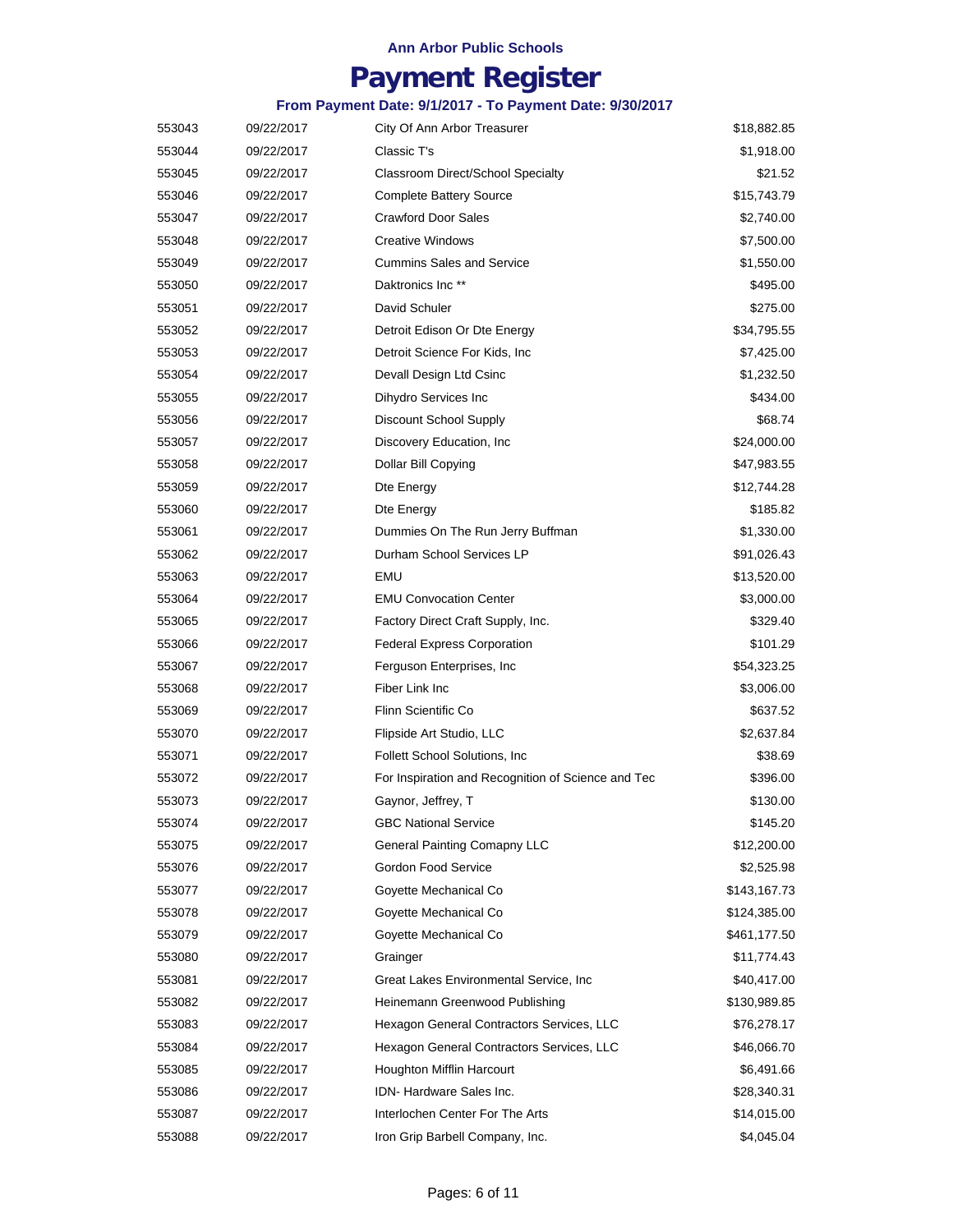Ann Arbor Public Schools

# Payment Register

### From Payment Date: 9/1/2017 - To Payment Date: 9/30/2017

| | | | |
|---|---|---|---|
| 553043 | 09/22/2017 | City Of Ann Arbor Treasurer | $18,882.85 |
| 553044 | 09/22/2017 | Classic T's | $1,918.00 |
| 553045 | 09/22/2017 | Classroom Direct/School Specialty | $21.52 |
| 553046 | 09/22/2017 | Complete Battery Source | $15,743.79 |
| 553047 | 09/22/2017 | Crawford Door Sales | $2,740.00 |
| 553048 | 09/22/2017 | Creative Windows | $7,500.00 |
| 553049 | 09/22/2017 | Cummins Sales and Service | $1,550.00 |
| 553050 | 09/22/2017 | Daktronics Inc ** | $495.00 |
| 553051 | 09/22/2017 | David Schuler | $275.00 |
| 553052 | 09/22/2017 | Detroit Edison Or Dte Energy | $34,795.55 |
| 553053 | 09/22/2017 | Detroit Science For Kids, Inc | $7,425.00 |
| 553054 | 09/22/2017 | Devall Design Ltd Csinc | $1,232.50 |
| 553055 | 09/22/2017 | Dihydro Services Inc | $434.00 |
| 553056 | 09/22/2017 | Discount School Supply | $68.74 |
| 553057 | 09/22/2017 | Discovery Education, Inc | $24,000.00 |
| 553058 | 09/22/2017 | Dollar Bill Copying | $47,983.55 |
| 553059 | 09/22/2017 | Dte Energy | $12,744.28 |
| 553060 | 09/22/2017 | Dte Energy | $185.82 |
| 553061 | 09/22/2017 | Dummies On The Run Jerry Buffman | $1,330.00 |
| 553062 | 09/22/2017 | Durham School Services LP | $91,026.43 |
| 553063 | 09/22/2017 | EMU | $13,520.00 |
| 553064 | 09/22/2017 | EMU Convocation Center | $3,000.00 |
| 553065 | 09/22/2017 | Factory Direct Craft Supply, Inc. | $329.40 |
| 553066 | 09/22/2017 | Federal Express Corporation | $101.29 |
| 553067 | 09/22/2017 | Ferguson Enterprises, Inc | $54,323.25 |
| 553068 | 09/22/2017 | Fiber Link Inc | $3,006.00 |
| 553069 | 09/22/2017 | Flinn Scientific Co | $637.52 |
| 553070 | 09/22/2017 | Flipside Art Studio, LLC | $2,637.84 |
| 553071 | 09/22/2017 | Follett School Solutions, Inc | $38.69 |
| 553072 | 09/22/2017 | For Inspiration and Recognition of Science and Tec | $396.00 |
| 553073 | 09/22/2017 | Gaynor, Jeffrey, T | $130.00 |
| 553074 | 09/22/2017 | GBC National Service | $145.20 |
| 553075 | 09/22/2017 | General Painting Comapny LLC | $12,200.00 |
| 553076 | 09/22/2017 | Gordon Food Service | $2,525.98 |
| 553077 | 09/22/2017 | Goyette Mechanical Co | $143,167.73 |
| 553078 | 09/22/2017 | Goyette Mechanical Co | $124,385.00 |
| 553079 | 09/22/2017 | Goyette Mechanical Co | $461,177.50 |
| 553080 | 09/22/2017 | Grainger | $11,774.43 |
| 553081 | 09/22/2017 | Great Lakes Environmental Service, Inc | $40,417.00 |
| 553082 | 09/22/2017 | Heinemann Greenwood Publishing | $130,989.85 |
| 553083 | 09/22/2017 | Hexagon General Contractors Services, LLC | $76,278.17 |
| 553084 | 09/22/2017 | Hexagon General Contractors Services, LLC | $46,066.70 |
| 553085 | 09/22/2017 | Houghton Mifflin Harcourt | $6,491.66 |
| 553086 | 09/22/2017 | IDN- Hardware Sales Inc. | $28,340.31 |
| 553087 | 09/22/2017 | Interlochen Center For The Arts | $14,015.00 |
| 553088 | 09/22/2017 | Iron Grip Barbell Company, Inc. | $4,045.04 |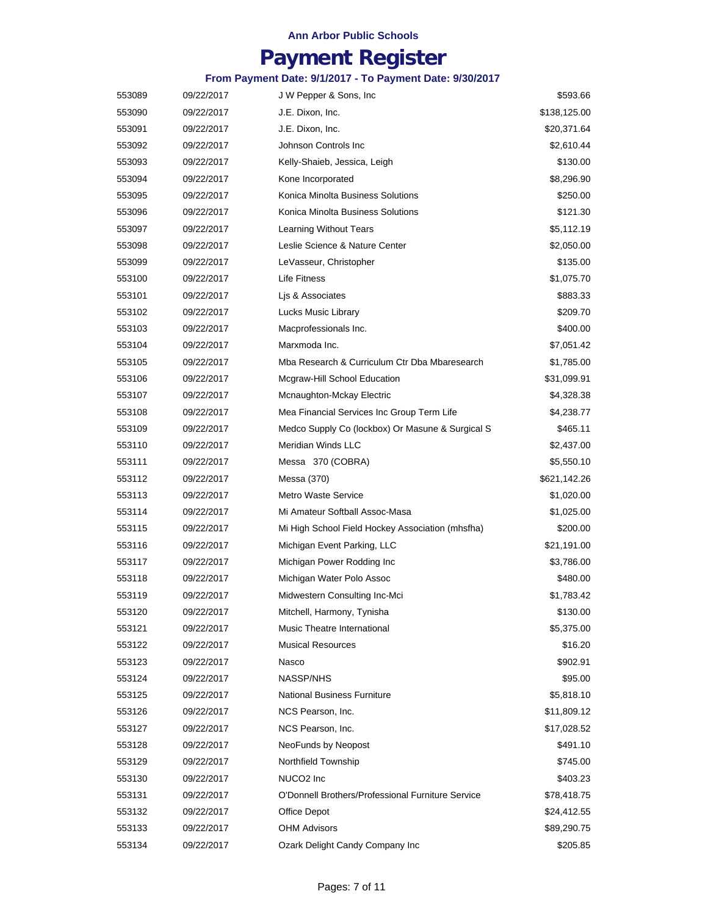**Ann Arbor Public Schools**

# Payment Register

**From Payment Date: 9/1/2017 - To Payment Date: 9/30/2017**

| | | | |
|---|---|---|---|
| 553089 | 09/22/2017 | J W Pepper & Sons, Inc | $593.66 |
| 553090 | 09/22/2017 | J.E. Dixon, Inc. | $138,125.00 |
| 553091 | 09/22/2017 | J.E. Dixon, Inc. | $20,371.64 |
| 553092 | 09/22/2017 | Johnson Controls Inc | $2,610.44 |
| 553093 | 09/22/2017 | Kelly-Shaieb, Jessica, Leigh | $130.00 |
| 553094 | 09/22/2017 | Kone Incorporated | $8,296.90 |
| 553095 | 09/22/2017 | Konica Minolta Business Solutions | $250.00 |
| 553096 | 09/22/2017 | Konica Minolta Business Solutions | $121.30 |
| 553097 | 09/22/2017 | Learning Without Tears | $5,112.19 |
| 553098 | 09/22/2017 | Leslie Science & Nature Center | $2,050.00 |
| 553099 | 09/22/2017 | LeVasseur, Christopher | $135.00 |
| 553100 | 09/22/2017 | Life Fitness | $1,075.70 |
| 553101 | 09/22/2017 | Ljs & Associates | $883.33 |
| 553102 | 09/22/2017 | Lucks Music Library | $209.70 |
| 553103 | 09/22/2017 | Macprofessionals Inc. | $400.00 |
| 553104 | 09/22/2017 | Marxmoda Inc. | $7,051.42 |
| 553105 | 09/22/2017 | Mba Research & Curriculum Ctr Dba Mbaresearch | $1,785.00 |
| 553106 | 09/22/2017 | Mcgraw-Hill School Education | $31,099.91 |
| 553107 | 09/22/2017 | Mcnaughton-Mckay Electric | $4,328.38 |
| 553108 | 09/22/2017 | Mea Financial Services Inc Group Term Life | $4,238.77 |
| 553109 | 09/22/2017 | Medco Supply Co (lockbox) Or Masune & Surgical S | $465.11 |
| 553110 | 09/22/2017 | Meridian Winds LLC | $2,437.00 |
| 553111 | 09/22/2017 | Messa 370 (COBRA) | $5,550.10 |
| 553112 | 09/22/2017 | Messa (370) | $621,142.26 |
| 553113 | 09/22/2017 | Metro Waste Service | $1,020.00 |
| 553114 | 09/22/2017 | Mi Amateur Softball Assoc-Masa | $1,025.00 |
| 553115 | 09/22/2017 | Mi High School Field Hockey Association (mhsfha) | $200.00 |
| 553116 | 09/22/2017 | Michigan Event Parking, LLC | $21,191.00 |
| 553117 | 09/22/2017 | Michigan Power Rodding Inc | $3,786.00 |
| 553118 | 09/22/2017 | Michigan Water Polo Assoc | $480.00 |
| 553119 | 09/22/2017 | Midwestern Consulting Inc-Mci | $1,783.42 |
| 553120 | 09/22/2017 | Mitchell, Harmony, Tynisha | $130.00 |
| 553121 | 09/22/2017 | Music Theatre International | $5,375.00 |
| 553122 | 09/22/2017 | Musical Resources | $16.20 |
| 553123 | 09/22/2017 | Nasco | $902.91 |
| 553124 | 09/22/2017 | NASSP/NHS | $95.00 |
| 553125 | 09/22/2017 | National Business Furniture | $5,818.10 |
| 553126 | 09/22/2017 | NCS Pearson, Inc. | $11,809.12 |
| 553127 | 09/22/2017 | NCS Pearson, Inc. | $17,028.52 |
| 553128 | 09/22/2017 | NeoFunds by Neopost | $491.10 |
| 553129 | 09/22/2017 | Northfield Township | $745.00 |
| 553130 | 09/22/2017 | NUCO2 Inc | $403.23 |
| 553131 | 09/22/2017 | O'Donnell Brothers/Professional Furniture Service | $78,418.75 |
| 553132 | 09/22/2017 | Office Depot | $24,412.55 |
| 553133 | 09/22/2017 | OHM Advisors | $89,290.75 |
| 553134 | 09/22/2017 | Ozark Delight Candy Company Inc | $205.85 |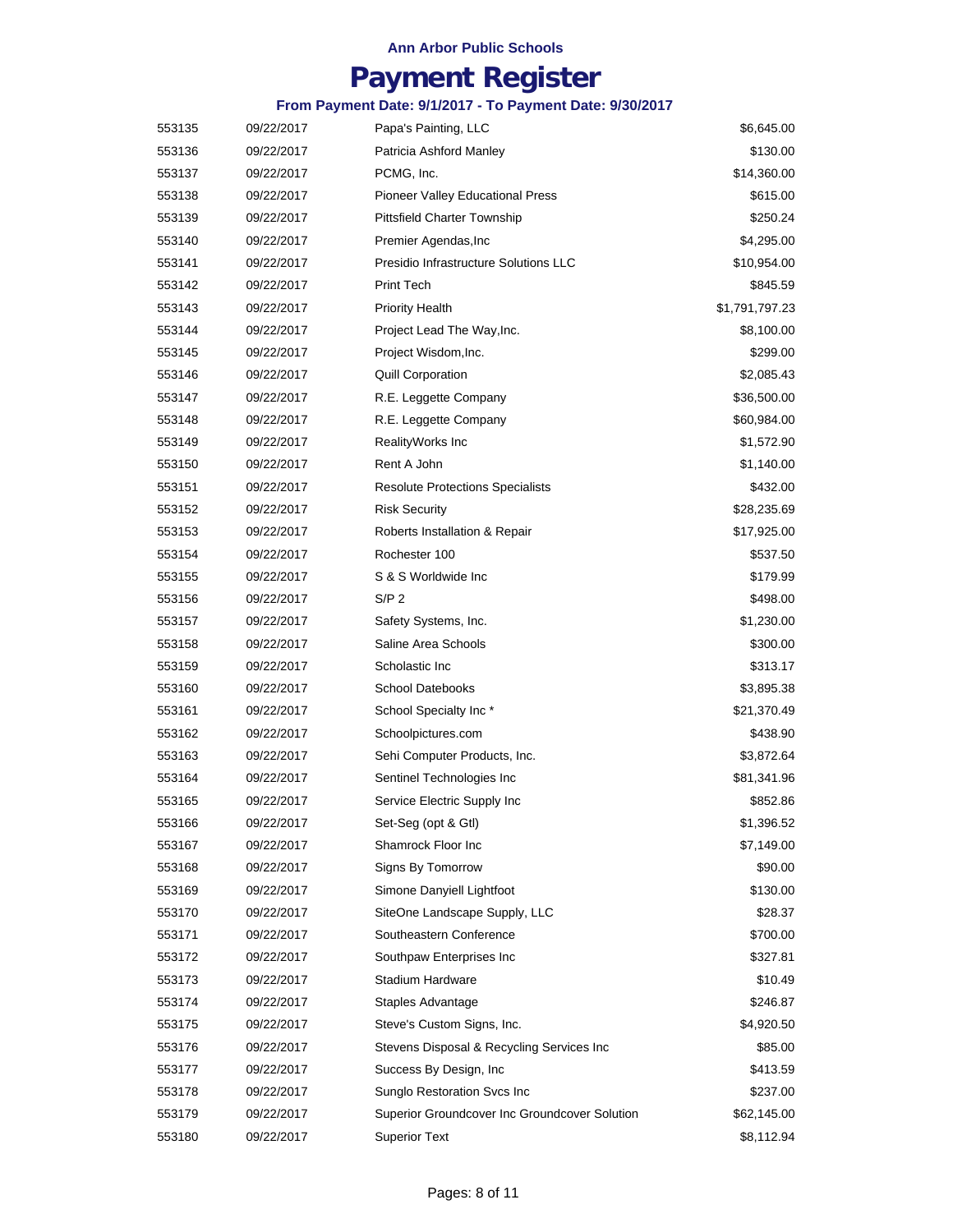Ann Arbor Public Schools

# Payment Register

### From Payment Date: 9/1/2017 - To Payment Date: 9/30/2017

| | | | |
|---|---|---|---|
| 553135 | 09/22/2017 | Papa's Painting, LLC | $6,645.00 |
| 553136 | 09/22/2017 | Patricia Ashford Manley | $130.00 |
| 553137 | 09/22/2017 | PCMG, Inc. | $14,360.00 |
| 553138 | 09/22/2017 | Pioneer Valley Educational Press | $615.00 |
| 553139 | 09/22/2017 | Pittsfield Charter Township | $250.24 |
| 553140 | 09/22/2017 | Premier Agendas,Inc | $4,295.00 |
| 553141 | 09/22/2017 | Presidio Infrastructure Solutions LLC | $10,954.00 |
| 553142 | 09/22/2017 | Print Tech | $845.59 |
| 553143 | 09/22/2017 | Priority Health | $1,791,797.23 |
| 553144 | 09/22/2017 | Project Lead The Way,Inc. | $8,100.00 |
| 553145 | 09/22/2017 | Project Wisdom,Inc. | $299.00 |
| 553146 | 09/22/2017 | Quill Corporation | $2,085.43 |
| 553147 | 09/22/2017 | R.E. Leggette Company | $36,500.00 |
| 553148 | 09/22/2017 | R.E. Leggette Company | $60,984.00 |
| 553149 | 09/22/2017 | RealityWorks Inc | $1,572.90 |
| 553150 | 09/22/2017 | Rent A John | $1,140.00 |
| 553151 | 09/22/2017 | Resolute Protections Specialists | $432.00 |
| 553152 | 09/22/2017 | Risk Security | $28,235.69 |
| 553153 | 09/22/2017 | Roberts Installation & Repair | $17,925.00 |
| 553154 | 09/22/2017 | Rochester 100 | $537.50 |
| 553155 | 09/22/2017 | S & S Worldwide Inc | $179.99 |
| 553156 | 09/22/2017 | S/P 2 | $498.00 |
| 553157 | 09/22/2017 | Safety Systems, Inc. | $1,230.00 |
| 553158 | 09/22/2017 | Saline Area Schools | $300.00 |
| 553159 | 09/22/2017 | Scholastic Inc | $313.17 |
| 553160 | 09/22/2017 | School Datebooks | $3,895.38 |
| 553161 | 09/22/2017 | School Specialty Inc * | $21,370.49 |
| 553162 | 09/22/2017 | Schoolpictures.com | $438.90 |
| 553163 | 09/22/2017 | Sehi Computer Products, Inc. | $3,872.64 |
| 553164 | 09/22/2017 | Sentinel Technologies Inc | $81,341.96 |
| 553165 | 09/22/2017 | Service Electric Supply Inc | $852.86 |
| 553166 | 09/22/2017 | Set-Seg (opt & Gtl) | $1,396.52 |
| 553167 | 09/22/2017 | Shamrock Floor Inc | $7,149.00 |
| 553168 | 09/22/2017 | Signs By Tomorrow | $90.00 |
| 553169 | 09/22/2017 | Simone Danyiell Lightfoot | $130.00 |
| 553170 | 09/22/2017 | SiteOne Landscape Supply, LLC | $28.37 |
| 553171 | 09/22/2017 | Southeastern Conference | $700.00 |
| 553172 | 09/22/2017 | Southpaw Enterprises Inc | $327.81 |
| 553173 | 09/22/2017 | Stadium Hardware | $10.49 |
| 553174 | 09/22/2017 | Staples Advantage | $246.87 |
| 553175 | 09/22/2017 | Steve's Custom Signs, Inc. | $4,920.50 |
| 553176 | 09/22/2017 | Stevens Disposal & Recycling Services Inc | $85.00 |
| 553177 | 09/22/2017 | Success By Design, Inc | $413.59 |
| 553178 | 09/22/2017 | Sunglo Restoration Svcs Inc | $237.00 |
| 553179 | 09/22/2017 | Superior Groundcover Inc Groundcover Solution | $62,145.00 |
| 553180 | 09/22/2017 | Superior Text | $8,112.94 |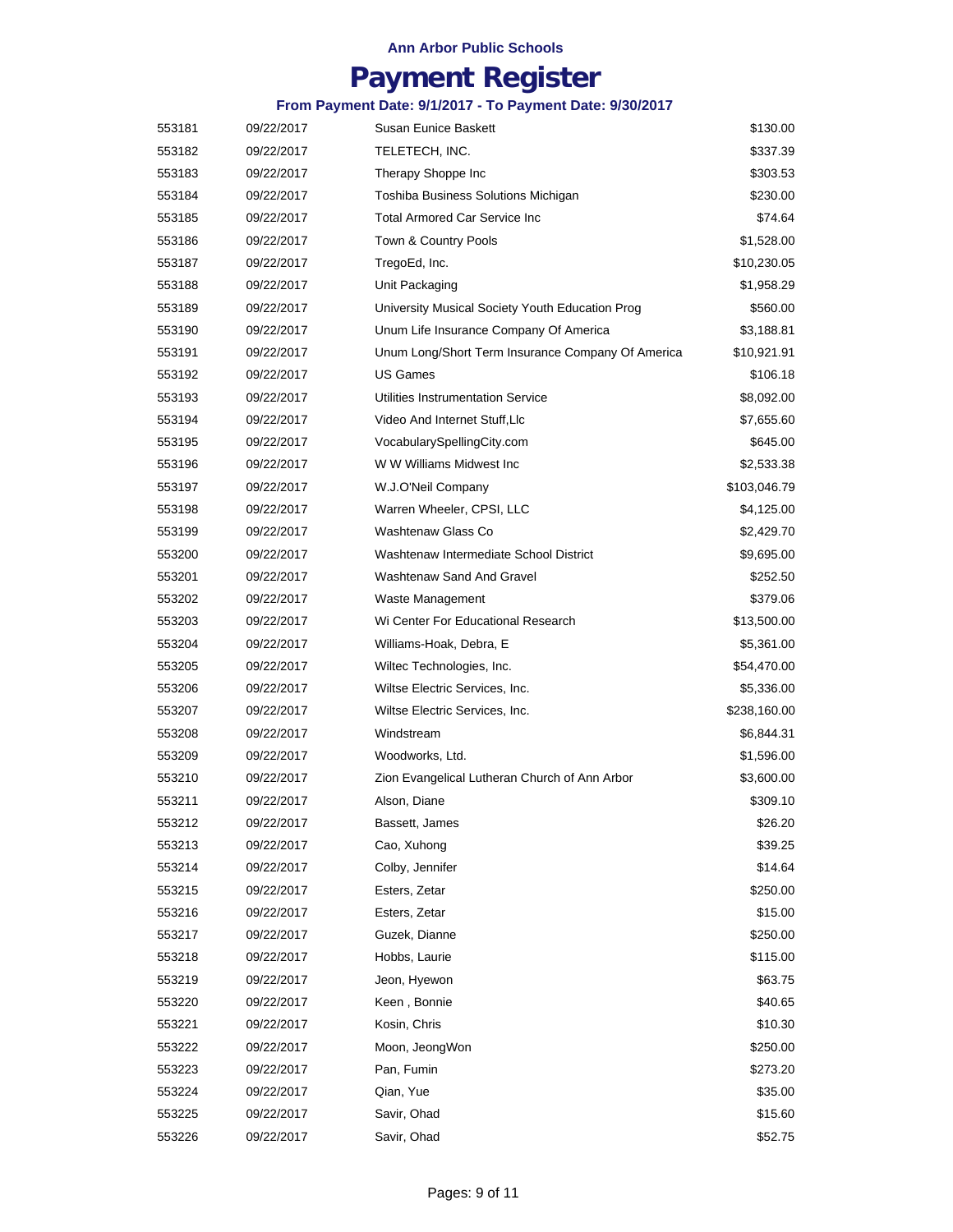Ann Arbor Public Schools

# Payment Register

### From Payment Date: 9/1/2017 - To Payment Date: 9/30/2017

| | | | |
|---|---|---|---|
| 553181 | 09/22/2017 | Susan Eunice Baskett | $130.00 |
| 553182 | 09/22/2017 | TELETECH, INC. | $337.39 |
| 553183 | 09/22/2017 | Therapy Shoppe Inc | $303.53 |
| 553184 | 09/22/2017 | Toshiba Business Solutions Michigan | $230.00 |
| 553185 | 09/22/2017 | Total Armored Car Service Inc | $74.64 |
| 553186 | 09/22/2017 | Town & Country Pools | $1,528.00 |
| 553187 | 09/22/2017 | TregoEd, Inc. | $10,230.05 |
| 553188 | 09/22/2017 | Unit Packaging | $1,958.29 |
| 553189 | 09/22/2017 | University Musical Society Youth Education Prog | $560.00 |
| 553190 | 09/22/2017 | Unum Life Insurance Company Of America | $3,188.81 |
| 553191 | 09/22/2017 | Unum Long/Short Term Insurance Company Of America | $10,921.91 |
| 553192 | 09/22/2017 | US Games | $106.18 |
| 553193 | 09/22/2017 | Utilities Instrumentation Service | $8,092.00 |
| 553194 | 09/22/2017 | Video And Internet Stuff,Llc | $7,655.60 |
| 553195 | 09/22/2017 | VocabularySpellingCity.com | $645.00 |
| 553196 | 09/22/2017 | W W Williams Midwest Inc | $2,533.38 |
| 553197 | 09/22/2017 | W.J.O'Neil Company | $103,046.79 |
| 553198 | 09/22/2017 | Warren Wheeler, CPSI, LLC | $4,125.00 |
| 553199 | 09/22/2017 | Washtenaw Glass Co | $2,429.70 |
| 553200 | 09/22/2017 | Washtenaw Intermediate School District | $9,695.00 |
| 553201 | 09/22/2017 | Washtenaw Sand And Gravel | $252.50 |
| 553202 | 09/22/2017 | Waste Management | $379.06 |
| 553203 | 09/22/2017 | Wi Center For Educational Research | $13,500.00 |
| 553204 | 09/22/2017 | Williams-Hoak, Debra, E | $5,361.00 |
| 553205 | 09/22/2017 | Wiltec Technologies, Inc. | $54,470.00 |
| 553206 | 09/22/2017 | Wiltse Electric Services, Inc. | $5,336.00 |
| 553207 | 09/22/2017 | Wiltse Electric Services, Inc. | $238,160.00 |
| 553208 | 09/22/2017 | Windstream | $6,844.31 |
| 553209 | 09/22/2017 | Woodworks, Ltd. | $1,596.00 |
| 553210 | 09/22/2017 | Zion Evangelical Lutheran Church of Ann Arbor | $3,600.00 |
| 553211 | 09/22/2017 | Alson, Diane | $309.10 |
| 553212 | 09/22/2017 | Bassett, James | $26.20 |
| 553213 | 09/22/2017 | Cao, Xuhong | $39.25 |
| 553214 | 09/22/2017 | Colby, Jennifer | $14.64 |
| 553215 | 09/22/2017 | Esters, Zetar | $250.00 |
| 553216 | 09/22/2017 | Esters, Zetar | $15.00 |
| 553217 | 09/22/2017 | Guzek, Dianne | $250.00 |
| 553218 | 09/22/2017 | Hobbs, Laurie | $115.00 |
| 553219 | 09/22/2017 | Jeon, Hyewon | $63.75 |
| 553220 | 09/22/2017 | Keen , Bonnie | $40.65 |
| 553221 | 09/22/2017 | Kosin, Chris | $10.30 |
| 553222 | 09/22/2017 | Moon, JeongWon | $250.00 |
| 553223 | 09/22/2017 | Pan, Fumin | $273.20 |
| 553224 | 09/22/2017 | Qian, Yue | $35.00 |
| 553225 | 09/22/2017 | Savir, Ohad | $15.60 |
| 553226 | 09/22/2017 | Savir, Ohad | $52.75 |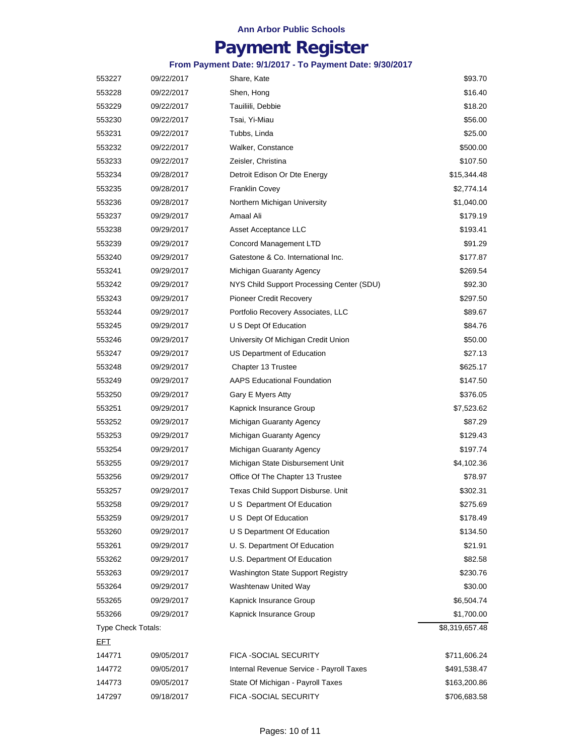**Ann Arbor Public Schools**

# Payment Register

**From Payment Date: 9/1/2017 - To Payment Date: 9/30/2017**

| | | | |
|---|---|---|---|
| 553227 | 09/22/2017 | Share, Kate | $93.70 |
| 553228 | 09/22/2017 | Shen, Hong | $16.40 |
| 553229 | 09/22/2017 | Tauiliili, Debbie | $18.20 |
| 553230 | 09/22/2017 | Tsai, Yi-Miau | $56.00 |
| 553231 | 09/22/2017 | Tubbs, Linda | $25.00 |
| 553232 | 09/22/2017 | Walker, Constance | $500.00 |
| 553233 | 09/22/2017 | Zeisler, Christina | $107.50 |
| 553234 | 09/28/2017 | Detroit Edison Or Dte Energy | $15,344.48 |
| 553235 | 09/28/2017 | Franklin Covey | $2,774.14 |
| 553236 | 09/28/2017 | Northern Michigan University | $1,040.00 |
| 553237 | 09/29/2017 | Amaal Ali | $179.19 |
| 553238 | 09/29/2017 | Asset Acceptance LLC | $193.41 |
| 553239 | 09/29/2017 | Concord Management LTD | $91.29 |
| 553240 | 09/29/2017 | Gatestone & Co. International Inc. | $177.87 |
| 553241 | 09/29/2017 | Michigan Guaranty Agency | $269.54 |
| 553242 | 09/29/2017 | NYS Child Support Processing Center (SDU) | $92.30 |
| 553243 | 09/29/2017 | Pioneer Credit Recovery | $297.50 |
| 553244 | 09/29/2017 | Portfolio Recovery Associates, LLC | $89.67 |
| 553245 | 09/29/2017 | U S Dept Of Education | $84.76 |
| 553246 | 09/29/2017 | University Of Michigan Credit Union | $50.00 |
| 553247 | 09/29/2017 | US Department of Education | $27.13 |
| 553248 | 09/29/2017 | Chapter 13 Trustee | $625.17 |
| 553249 | 09/29/2017 | AAPS Educational Foundation | $147.50 |
| 553250 | 09/29/2017 | Gary E Myers Atty | $376.05 |
| 553251 | 09/29/2017 | Kapnick Insurance Group | $7,523.62 |
| 553252 | 09/29/2017 | Michigan Guaranty Agency | $87.29 |
| 553253 | 09/29/2017 | Michigan Guaranty Agency | $129.43 |
| 553254 | 09/29/2017 | Michigan Guaranty Agency | $197.74 |
| 553255 | 09/29/2017 | Michigan State Disbursement Unit | $4,102.36 |
| 553256 | 09/29/2017 | Office Of The Chapter 13 Trustee | $78.97 |
| 553257 | 09/29/2017 | Texas Child Support Disburse. Unit | $302.31 |
| 553258 | 09/29/2017 | U S Department Of Education | $275.69 |
| 553259 | 09/29/2017 | U S Dept Of Education | $178.49 |
| 553260 | 09/29/2017 | U S Department Of Education | $134.50 |
| 553261 | 09/29/2017 | U. S. Department Of Education | $21.91 |
| 553262 | 09/29/2017 | U.S. Department Of Education | $82.58 |
| 553263 | 09/29/2017 | Washington State Support Registry | $230.76 |
| 553264 | 09/29/2017 | Washtenaw United Way | $30.00 |
| 553265 | 09/29/2017 | Kapnick Insurance Group | $6,504.74 |
| 553266 | 09/29/2017 | Kapnick Insurance Group | $1,700.00 |
| Type Check Totals: | | | $8,319,657.48 |
| EFT | | | |
| 144771 | 09/05/2017 | FICA -SOCIAL SECURITY | $711,606.24 |
| 144772 | 09/05/2017 | Internal Revenue Service - Payroll Taxes | $491,538.47 |
| 144773 | 09/05/2017 | State Of Michigan - Payroll Taxes | $163,200.86 |
| 147297 | 09/18/2017 | FICA -SOCIAL SECURITY | $706,683.58 |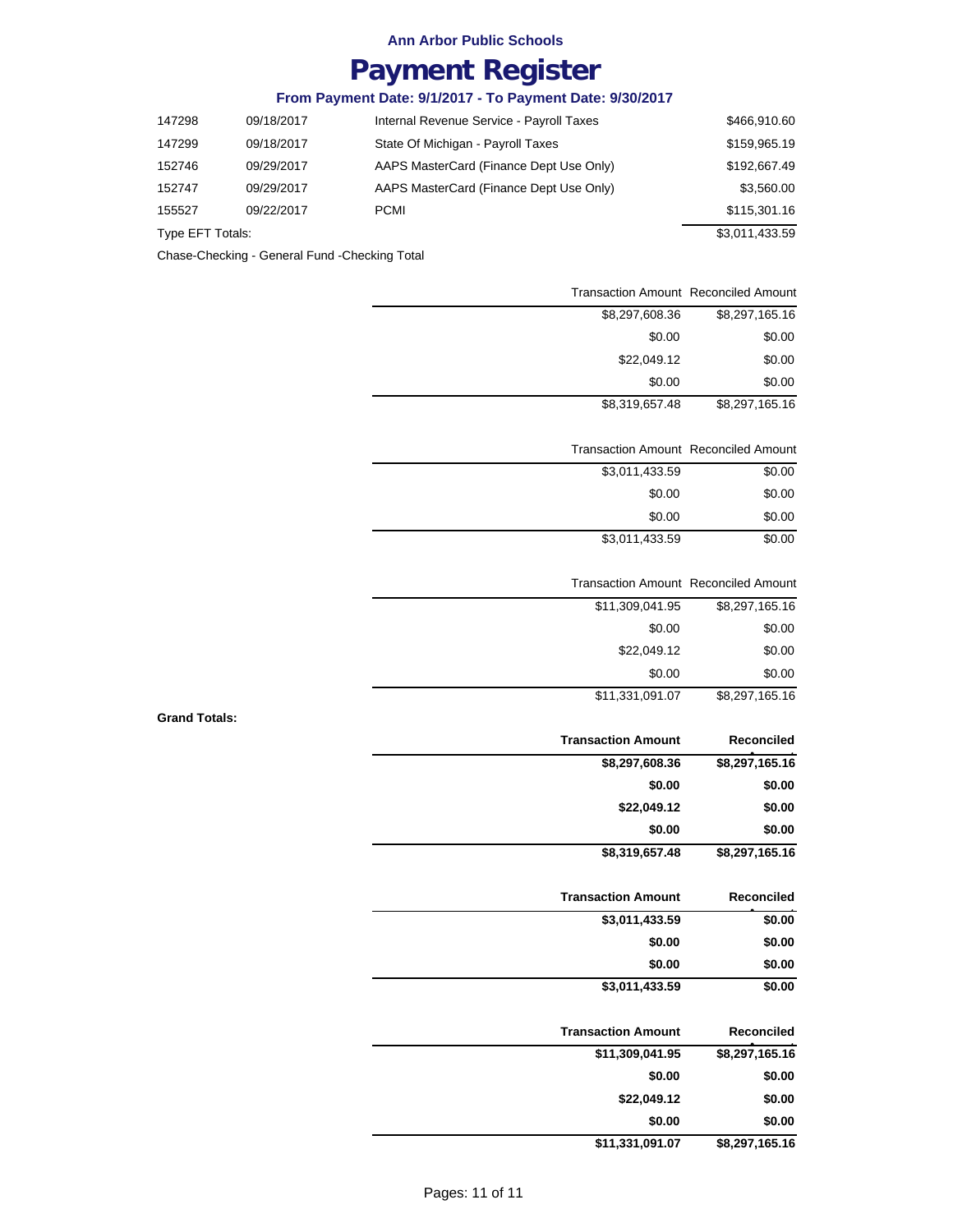**Ann Arbor Public Schools**

# Payment Register

### From Payment Date: 9/1/2017 - To Payment Date: 9/30/2017

| | | | |
|---|---|---|---|
| 147298 | 09/18/2017 | Internal Revenue Service - Payroll Taxes | $466,910.60 |
| 147299 | 09/18/2017 | State Of Michigan - Payroll Taxes | $159,965.19 |
| 152746 | 09/29/2017 | AAPS MasterCard (Finance Dept Use Only) | $192,667.49 |
| 152747 | 09/29/2017 | AAPS MasterCard (Finance Dept Use Only) | $3,560.00 |
| 155527 | 09/22/2017 | PCMI | $115,301.16 |
| Type EFT Totals: | | | $3,011,433.59 |

Chase-Checking - General Fund -Checking Total

| Transaction Amount | Reconciled Amount |
|---|---|
| $8,297,608.36 | $8,297,165.16 |
| $0.00 | $0.00 |
| $22,049.12 | $0.00 |
| $0.00 | $0.00 |
| $8,319,657.48 | $8,297,165.16 |

| Transaction Amount | Reconciled Amount |
|---|---|
| $3,011,433.59 | $0.00 |
| $0.00 | $0.00 |
| $0.00 | $0.00 |
| $3,011,433.59 | $0.00 |

| Transaction Amount | Reconciled Amount |
|---|---|
| $11,309,041.95 | $8,297,165.16 |
| $0.00 | $0.00 |
| $22,049.12 | $0.00 |
| $0.00 | $0.00 |
| $11,331,091.07 | $8,297,165.16 |

**Grand Totals:**

| **Transaction Amount** | **Reconciled** |
|---|---|
| **$8,297,608.36** | **$8,297,165.16** |
| **$0.00** | **$0.00** |
| **$22,049.12** | **$0.00** |
| **$0.00** | **$0.00** |
| **$8,319,657.48** | **$8,297,165.16** |

| **Transaction Amount** | **Reconciled** |
|---|---|
| **$3,011,433.59** | **$0.00** |
| **$0.00** | **$0.00** |
| **$0.00** | **$0.00** |
| **$3,011,433.59** | **$0.00** |

| **Transaction Amount** | **Reconciled** |
|---|---|
| **$11,309,041.95** | **$8,297,165.16** |
| **$0.00** | **$0.00** |
| **$22,049.12** | **$0.00** |
| **$0.00** | **$0.00** |
| **$11,331,091.07** | **$8,297,165.16** |